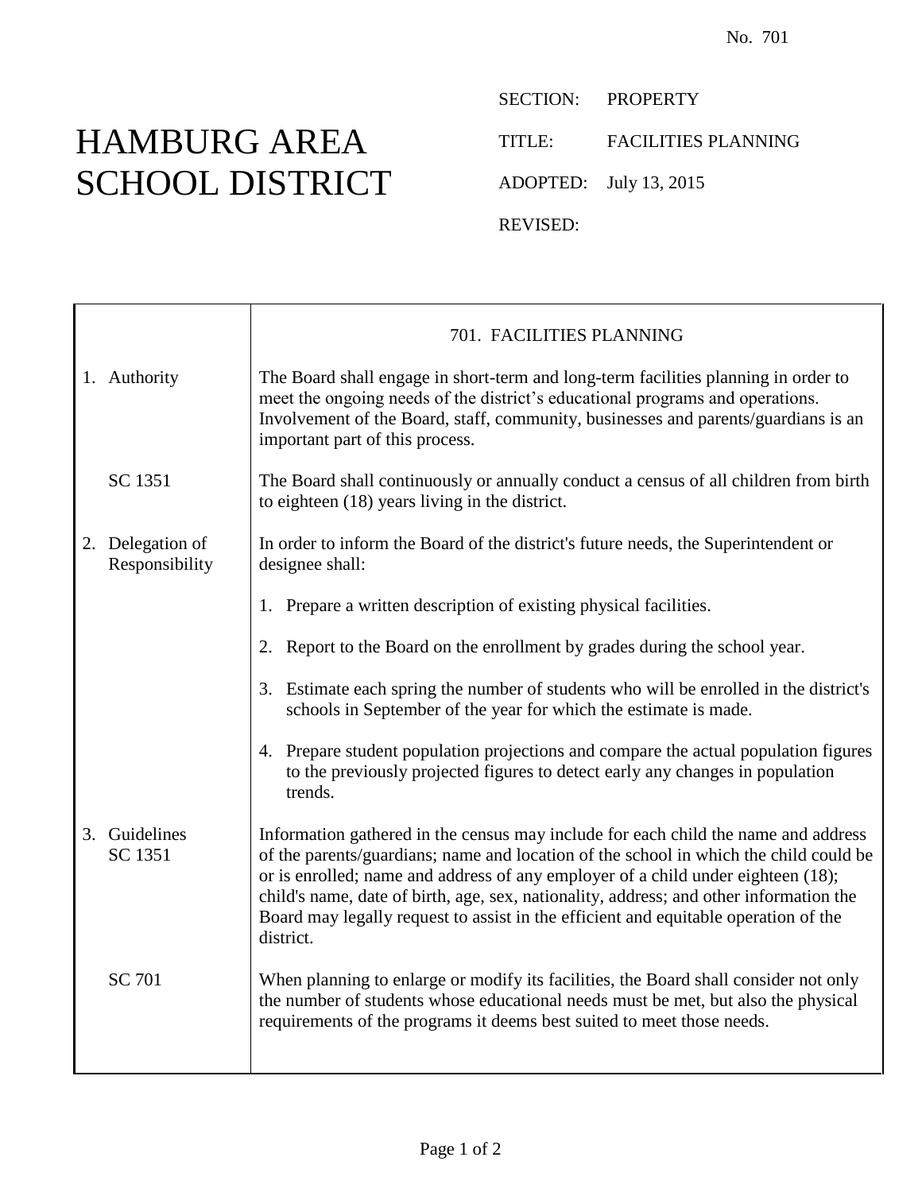No. 701

# HAMBURG AREA SCHOOL DISTRICT

SECTION: PROPERTY

TITLE: FACILITIES PLANNING

ADOPTED: July 13, 2015

REVISED:

## 701. FACILITIES PLANNING

**1. Authority**

The Board shall engage in short-term and long-term facilities planning in order to meet the ongoing needs of the district's educational programs and operations. Involvement of the Board, staff, community, businesses and parents/guardians is an important part of this process.

SC 1351

The Board shall continuously or annually conduct a census of all children from birth to eighteen (18) years living in the district.

**2. Delegation of Responsibility**

In order to inform the Board of the district's future needs, the Superintendent or designee shall:

1. Prepare a written description of existing physical facilities.
2. Report to the Board on the enrollment by grades during the school year.
3. Estimate each spring the number of students who will be enrolled in the district's schools in September of the year for which the estimate is made.
4. Prepare student population projections and compare the actual population figures to the previously projected figures to detect early any changes in population trends.

**3. Guidelines**

SC 1351

Information gathered in the census may include for each child the name and address of the parents/guardians; name and location of the school in which the child could be or is enrolled; name and address of any employer of a child under eighteen (18); child's name, date of birth, age, sex, nationality, address; and other information the Board may legally request to assist in the efficient and equitable operation of the district.

SC 701

When planning to enlarge or modify its facilities, the Board shall consider not only the number of students whose educational needs must be met, but also the physical requirements of the programs it deems best suited to meet those needs.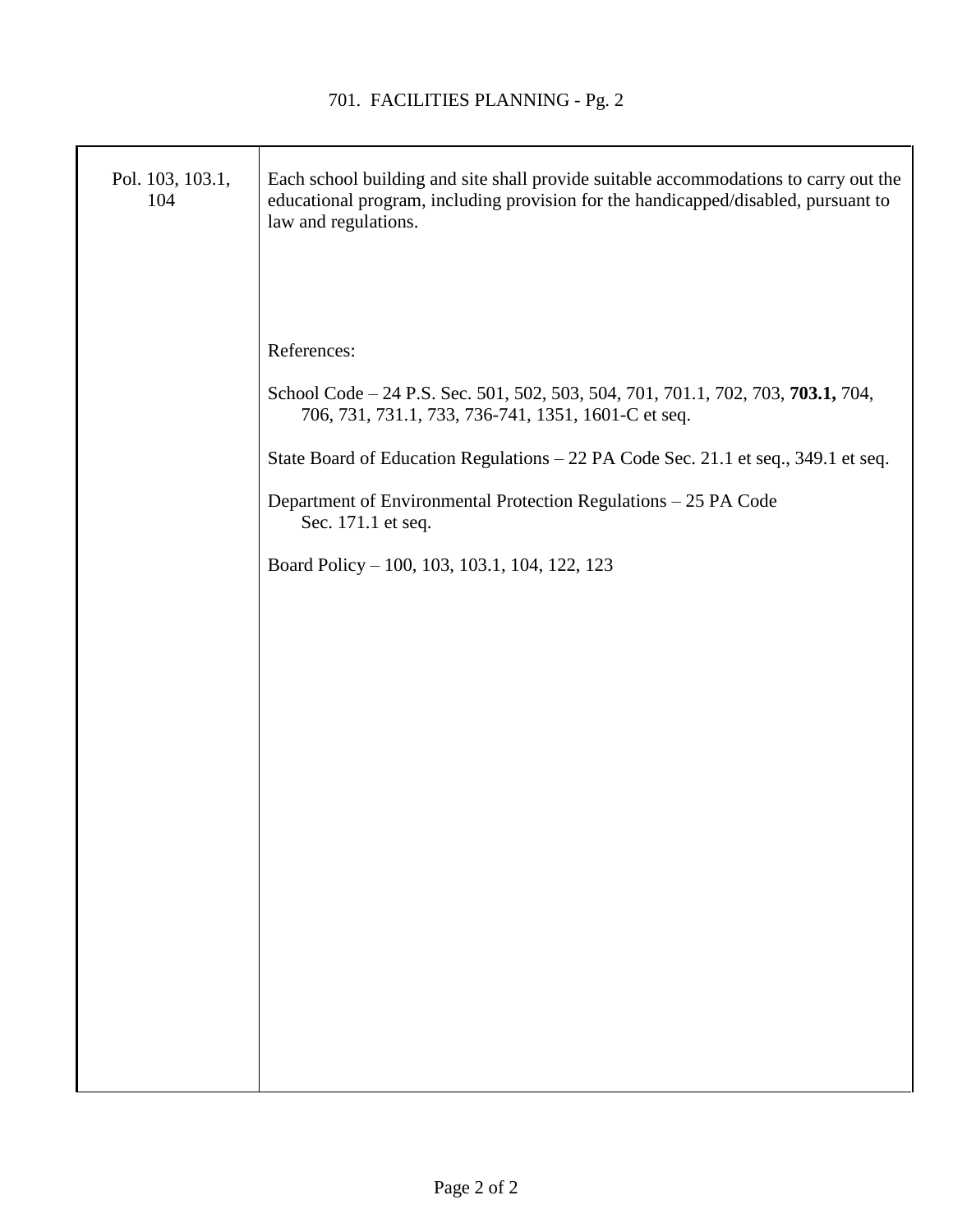| | |
|---|---|
| Pol. 103, 103.1, 104 | Each school building and site shall provide suitable accommodations to carry out the educational program, including provision for the handicapped/disabled, pursuant to law and regulations. |

References:

School Code – 24 P.S. Sec. 501, 502, 503, 504, 701, 701.1, 702, 703, **703.1,** 704, 706, 731, 731.1, 733, 736-741, 1351, 1601-C et seq.

State Board of Education Regulations – 22 PA Code Sec. 21.1 et seq., 349.1 et seq.

Department of Environmental Protection Regulations – 25 PA Code Sec. 171.1 et seq.

Board Policy – 100, 103, 103.1, 104, 122, 123